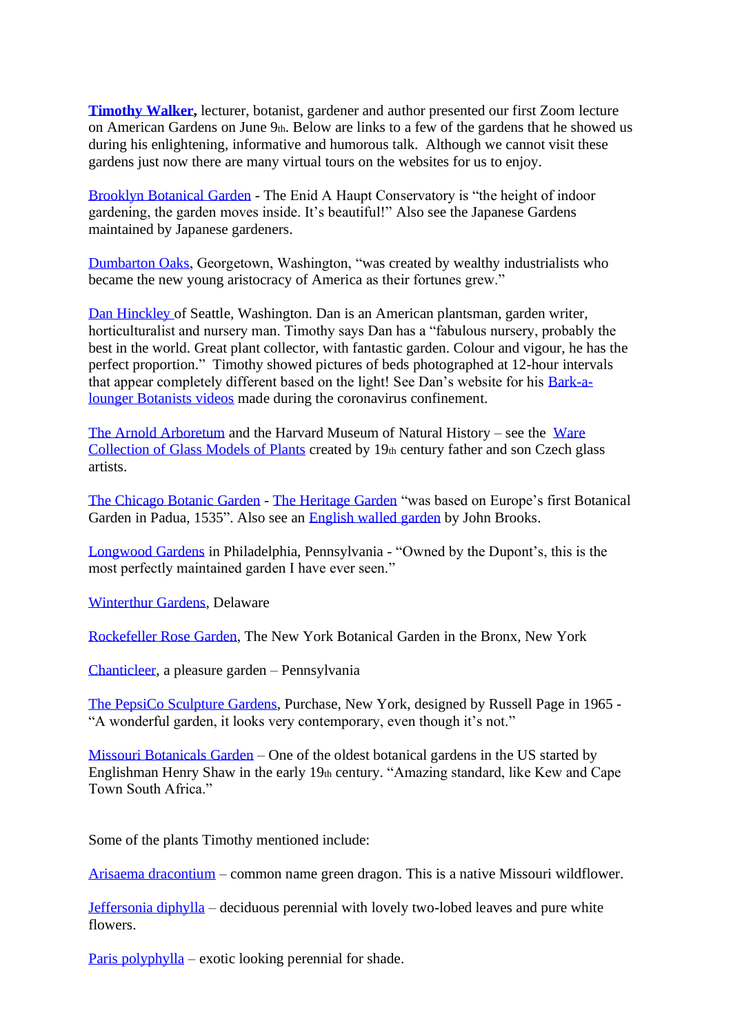**Timothy Walker,** lecturer, botanist, gardener and author presented our first Zoom lecture on American Gardens on June 9th. Below are links to a few of the gardens that he showed us during his enlightening, informative and humorous talk. Although we cannot visit these gardens just now there are many virtual tours on the websites for us to enjoy.

Brooklyn Botanical Garden - The Enid A Haupt Conservatory is "the height of indoor gardening, the garden moves inside. It's beautiful!" Also see the Japanese Gardens maintained by Japanese gardeners.

Dumbarton Oaks, Georgetown, Washington, "was created by wealthy industrialists who became the new young aristocracy of America as their fortunes grew."

Dan Hinckley of Seattle, Washington. Dan is an American plantsman, garden writer, horticulturalist and nursery man. Timothy says Dan has a "fabulous nursery, probably the best in the world. Great plant collector, with fantastic garden. Colour and vigour, he has the perfect proportion." Timothy showed pictures of beds photographed at 12-hour intervals that appear completely different based on the light! See Dan's website for his Bark-a-lounger Botanists videos made during the coronavirus confinement.

The Arnold Arboretum and the Harvard Museum of Natural History – see the Ware Collection of Glass Models of Plants created by 19th century father and son Czech glass artists.

The Chicago Botanic Garden - The Heritage Garden "was based on Europe's first Botanical Garden in Padua, 1535". Also see an English walled garden by John Brooks.

Longwood Gardens in Philadelphia, Pennsylvania - "Owned by the Dupont's, this is the most perfectly maintained garden I have ever seen."

Winterthur Gardens, Delaware

Rockefeller Rose Garden, The New York Botanical Garden in the Bronx, New York

Chanticleer, a pleasure garden – Pennsylvania

The PepsiCo Sculpture Gardens, Purchase, New York, designed by Russell Page in 1965 - "A wonderful garden, it looks very contemporary, even though it's not."

Missouri Botanicals Garden – One of the oldest botanical gardens in the US started by Englishman Henry Shaw in the early 19th century. "Amazing standard, like Kew and Cape Town South Africa."

Some of the plants Timothy mentioned include:

Arisaema dracontium – common name green dragon. This is a native Missouri wildflower.

Jeffersonia diphylla – deciduous perennial with lovely two-lobed leaves and pure white flowers.

Paris polyphylla – exotic looking perennial for shade.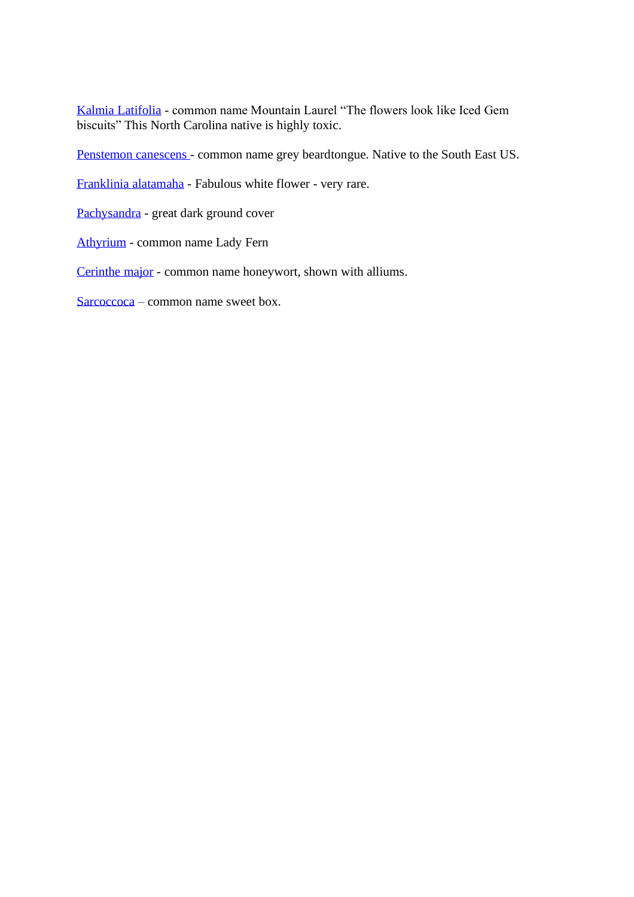Kalmia Latifolia - common name Mountain Laurel "The flowers look like Iced Gem biscuits" This North Carolina native is highly toxic.

Penstemon canescens - common name grey beardtongue. Native to the South East US.

Franklinia alatamaha - Fabulous white flower - very rare.

Pachysandra - great dark ground cover

Athyrium - common name Lady Fern

Cerinthe major - common name honeywort, shown with alliums.

Sarcoccoca – common name sweet box.